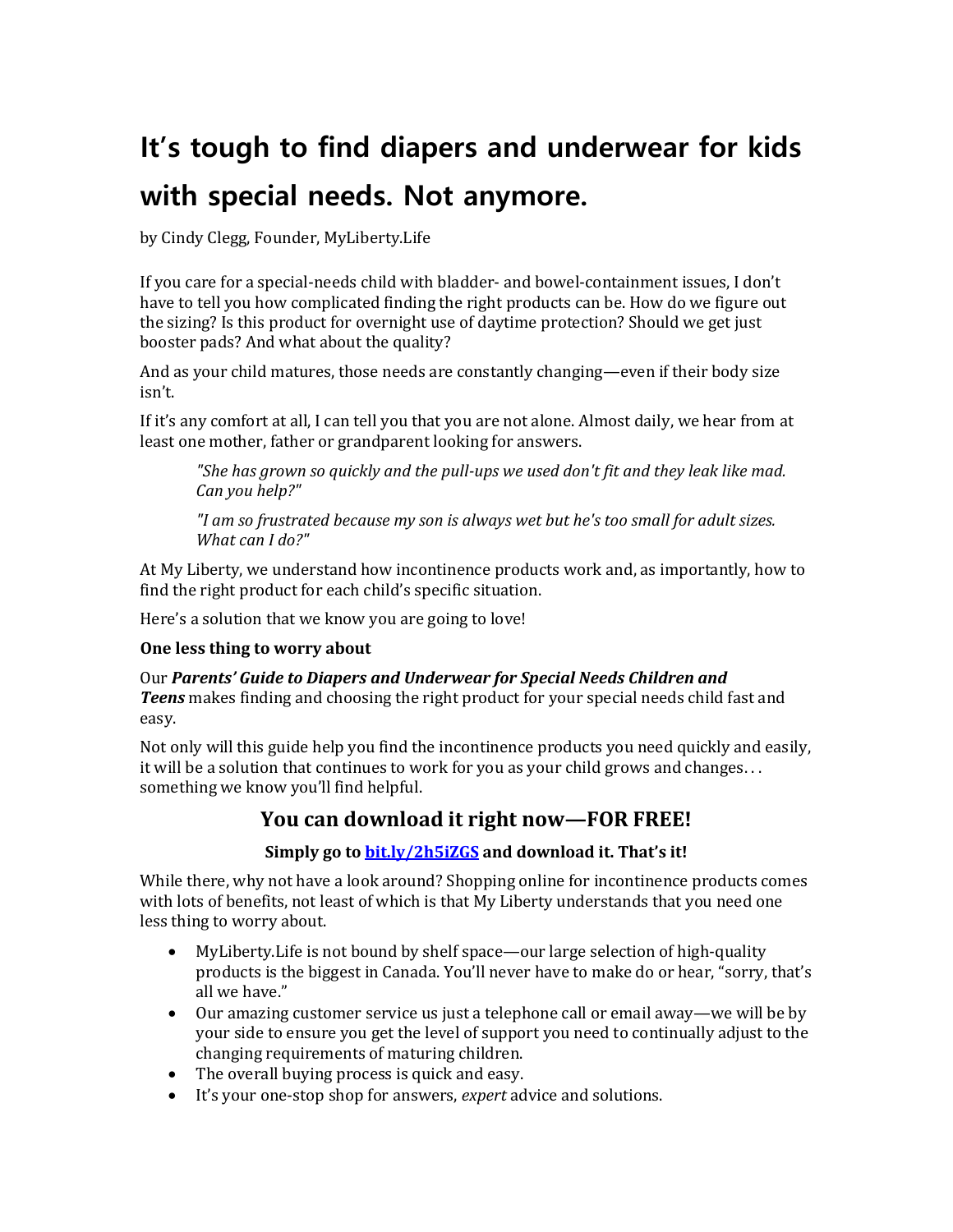# It's tough to find diapers and underwear for kids with special needs. Not anymore.

by Cindy Clegg, Founder, MyLiberty.Life

If you care for a special-needs child with bladder- and bowel-containment issues, I don't have to tell you how complicated finding the right products can be. How do we figure out the sizing? Is this product for overnight use of daytime protection? Should we get just booster pads? And what about the quality?

And as your child matures, those needs are constantly changing—even if their body size isn't.

If it's any comfort at all, I can tell you that you are not alone. Almost daily, we hear from at least one mother, father or grandparent looking for answers.

> *"She has grown so quickly and the pull-ups we used don't fit and they leak like mad. Can you help?"*
>
> *"I am so frustrated because my son is always wet but he's too small for adult sizes. What can I do?"*

At My Liberty, we understand how incontinence products work and, as importantly, how to find the right product for each child's specific situation.

Here's a solution that we know you are going to love!

**One less thing to worry about**

Our ***Parents' Guide to Diapers and Underwear for Special Needs Children and Teens*** makes finding and choosing the right product for your special needs child fast and easy.

Not only will this guide help you find the incontinence products you need quickly and easily, it will be a solution that continues to work for you as your child grows and changes. . . something we know you'll find helpful.

## You can download it right now—FOR FREE!

**Simply go to [bit.ly/2h5iZGS](bit.ly/2h5iZGS) and download it. That's it!**

While there, why not have a look around? Shopping online for incontinence products comes with lots of benefits, not least of which is that My Liberty understands that you need one less thing to worry about.

- MyLiberty.Life is not bound by shelf space—our large selection of high-quality products is the biggest in Canada. You'll never have to make do or hear, "sorry, that's all we have."
- Our amazing customer service us just a telephone call or email away—we will be by your side to ensure you get the level of support you need to continually adjust to the changing requirements of maturing children.
- The overall buying process is quick and easy.
- It's your one-stop shop for answers, *expert* advice and solutions.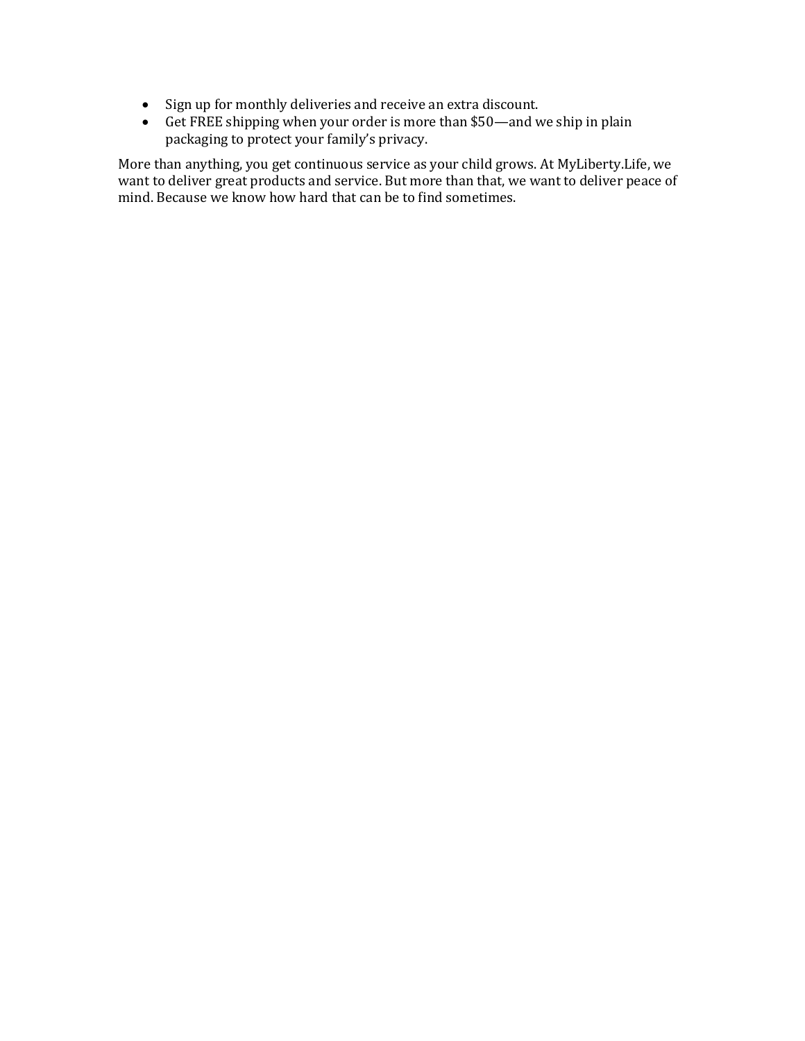- Sign up for monthly deliveries and receive an extra discount.
- Get FREE shipping when your order is more than $50—and we ship in plain packaging to protect your family's privacy.

More than anything, you get continuous service as your child grows. At MyLiberty.Life, we want to deliver great products and service. But more than that, we want to deliver peace of mind. Because we know how hard that can be to find sometimes.